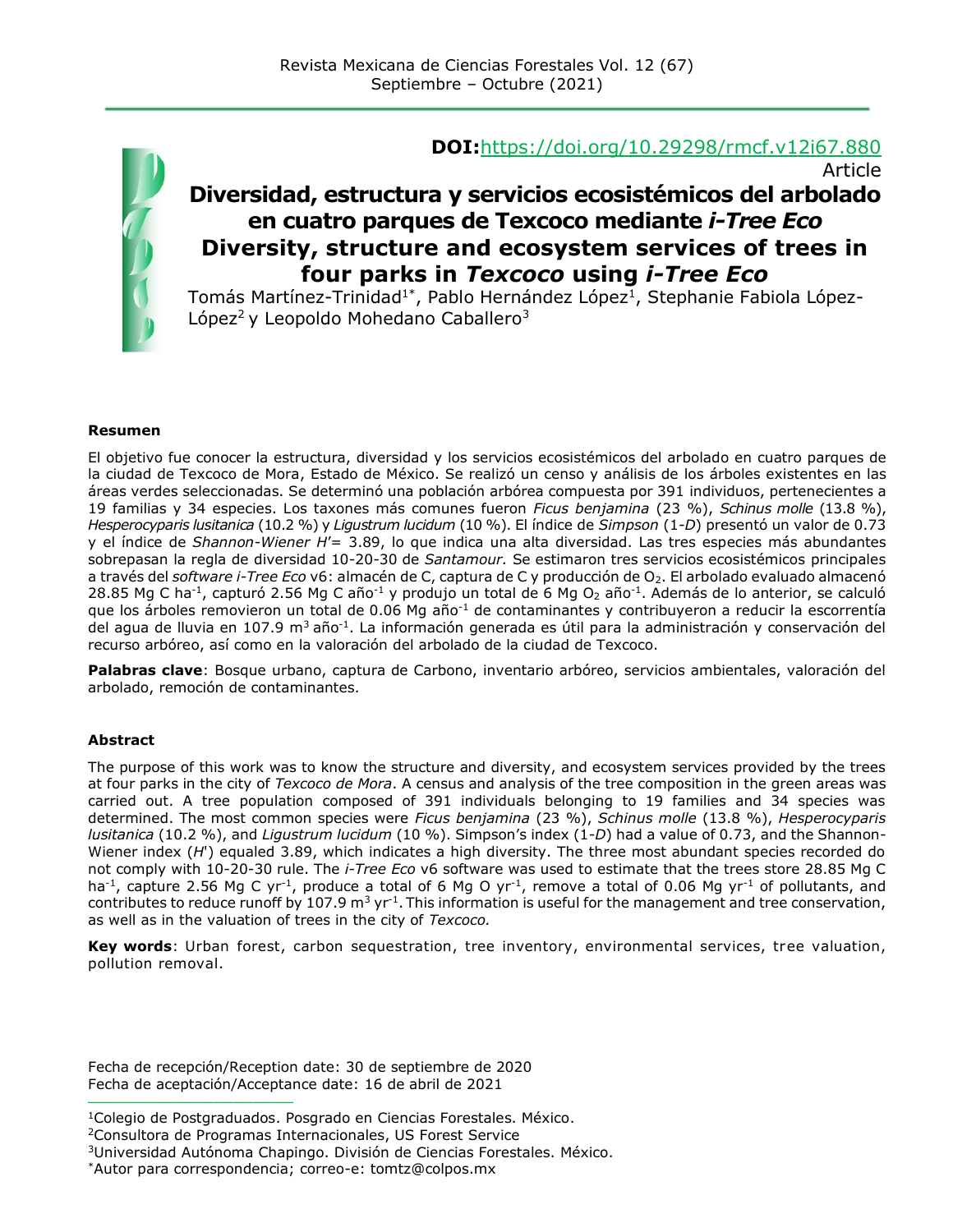**DOI:**https://doi.org/10.29298/rmcf.v12i67.880

Article

# Diversidad, estructura y servicios ecosistémicos del arbolado en cuatro parques de Texcoco mediante *i-Tree Eco*

# Diversity, structure and ecosystem services of trees in four parks in *Texcoco* using *i-Tree Eco*

Tomás Martínez-Trinidad[1*], Pablo Hernández López[1], Stephanie Fabiola López-López[2] y Leopoldo Mohedano Caballero[3]

**Resumen**

El objetivo fue conocer la estructura, diversidad y los servicios ecosistémicos del arbolado en cuatro parques de la ciudad de Texcoco de Mora, Estado de México. Se realizó un censo y análisis de los árboles existentes en las áreas verdes seleccionadas. Se determinó una población arbórea compuesta por 391 individuos, pertenecientes a 19 familias y 34 especies. Los taxones más comunes fueron *Ficus benjamina* (23 %), *Schinus molle* (13.8 %), *Hesperocyparis lusitanica* (10.2 %) y *Ligustrum lucidum* (10 %). El índice de *Simpson* (1-*D*) presentó un valor de 0.73 y el índice de *Shannon-Wiener* $H'$= 3.89, lo que indica una alta diversidad. Las tres especies más abundantes sobrepasan la regla de diversidad 10-20-30 de *Santamour*. Se estimaron tres servicios ecosistémicos principales a través del *software i-Tree Eco* v6: almacén de C, captura de C y producción de $O_2$. El arbolado evaluado almacenó 28.85 Mg C $ha^{-1}$, capturó 2.56 Mg C $año^{-1}$ y produjo un total de 6 Mg $O_2$ $año^{-1}$. Además de lo anterior, se calculó que los árboles removieron un total de 0.06 Mg $año^{-1}$ de contaminantes y contribuyeron a reducir la escorrentía del agua de lluvia en 107.9 $m^3$ $año^{-1}$. La información generada es útil para la administración y conservación del recurso arbóreo, así como en la valoración del arbolado de la ciudad de Texcoco.

**Palabras clave**: Bosque urbano, captura de Carbono, inventario arbóreo, servicios ambientales, valoración del arbolado, remoción de contaminantes.

**Abstract**

The purpose of this work was to know the structure and diversity, and ecosystem services provided by the trees at four parks in the city of *Texcoco de Mora*. A census and analysis of the tree composition in the green areas was carried out. A tree population composed of 391 individuals belonging to 19 families and 34 species was determined. The most common species were *Ficus benjamina* (23 %), *Schinus molle* (13.8 %), *Hesperocyparis lusitanica* (10.2 %), and *Ligustrum lucidum* (10 %). Simpson's index (1-*D*) had a value of 0.73, and the Shannon-Wiener index ($H'$) equaled 3.89, which indicates a high diversity. The three most abundant species recorded do not comply with 10-20-30 rule. The *i-Tree Eco* v6 software was used to estimate that the trees store 28.85 Mg C $ha^{-1}$, capture 2.56 Mg C $yr^{-1}$, produce a total of 6 Mg O $yr^{-1}$, remove a total of 0.06 Mg $yr^{-1}$ of pollutants, and contributes to reduce runoff by 107.9 $m^3$ $yr^{-1}$. This information is useful for the management and tree conservation, as well as in the valuation of trees in the city of *Texcoco.*

**Key words**: Urban forest, carbon sequestration, tree inventory, environmental services, tree valuation, pollution removal.

Fecha de recepción/Reception date: 30 de septiembre de 2020
Fecha de aceptación/Acceptance date: 16 de abril de 2021

---

[1]Colegio de Postgraduados. Posgrado en Ciencias Forestales. México.
[2]Consultora de Programas Internacionales, US Forest Service
[3]Universidad Autónoma Chapingo. División de Ciencias Forestales. México.
[*]Autor para correspondencia; correo-e: tomtz@colpos.mx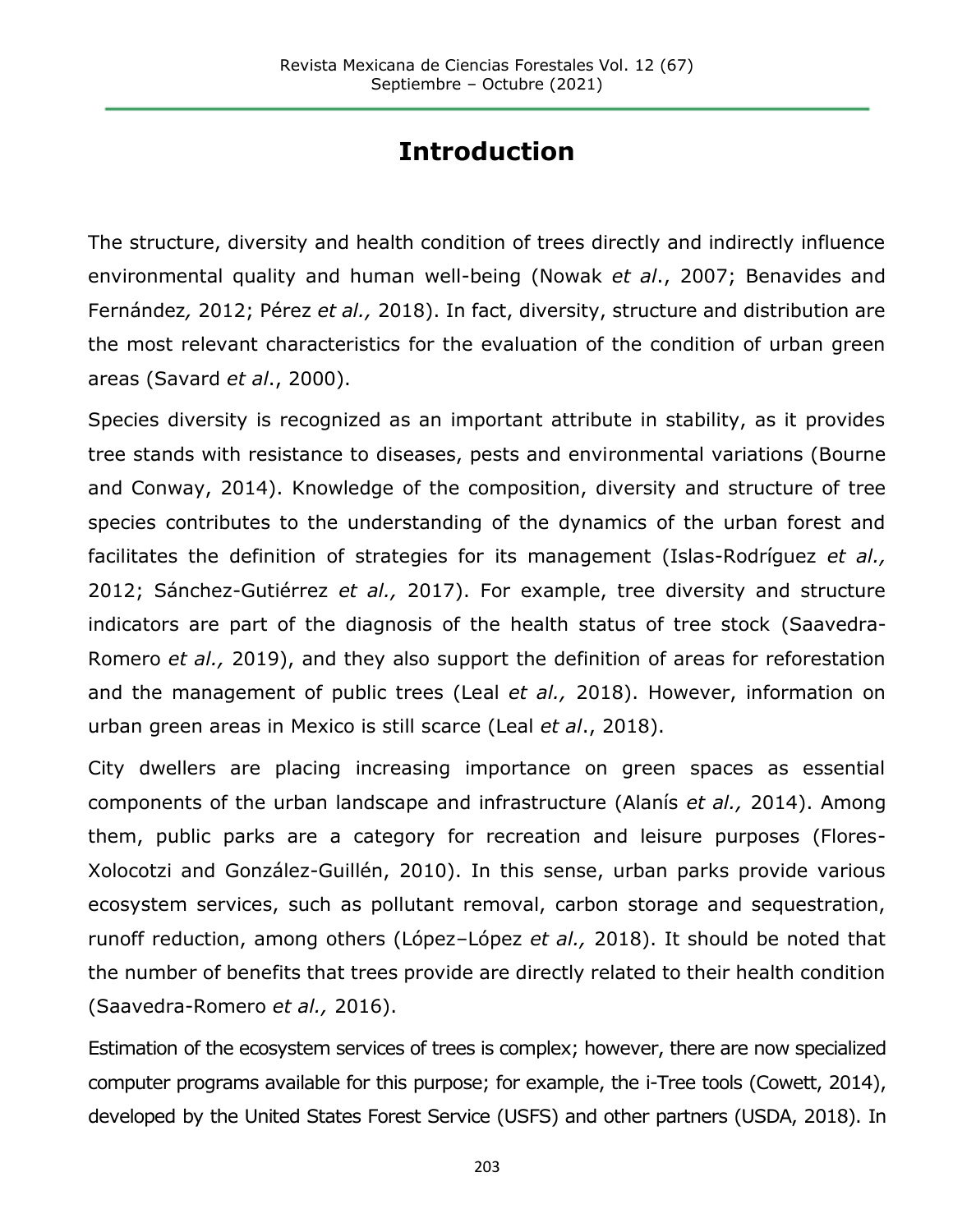# Introduction

The structure, diversity and health condition of trees directly and indirectly influence environmental quality and human well-being (Nowak *et al*., 2007; Benavides and Fernández*,* 2012; Pérez *et al.,* 2018). In fact, diversity, structure and distribution are the most relevant characteristics for the evaluation of the condition of urban green areas (Savard *et al*., 2000).

Species diversity is recognized as an important attribute in stability, as it provides tree stands with resistance to diseases, pests and environmental variations (Bourne and Conway, 2014). Knowledge of the composition, diversity and structure of tree species contributes to the understanding of the dynamics of the urban forest and facilitates the definition of strategies for its management (Islas-Rodríguez *et al.,* 2012; Sánchez-Gutiérrez *et al.,* 2017). For example, tree diversity and structure indicators are part of the diagnosis of the health status of tree stock (Saavedra-Romero *et al.,* 2019), and they also support the definition of areas for reforestation and the management of public trees (Leal *et al.,* 2018). However, information on urban green areas in Mexico is still scarce (Leal *et al*., 2018).

City dwellers are placing increasing importance on green spaces as essential components of the urban landscape and infrastructure (Alanís *et al.,* 2014). Among them, public parks are a category for recreation and leisure purposes (Flores-Xolocotzi and González-Guillén, 2010). In this sense, urban parks provide various ecosystem services, such as pollutant removal, carbon storage and sequestration, runoff reduction, among others (López–López *et al.,* 2018). It should be noted that the number of benefits that trees provide are directly related to their health condition (Saavedra-Romero *et al.,* 2016).

Estimation of the ecosystem services of trees is complex; however, there are now specialized computer programs available for this purpose; for example, the i-Tree tools (Cowett, 2014), developed by the United States Forest Service (USFS) and other partners (USDA, 2018). In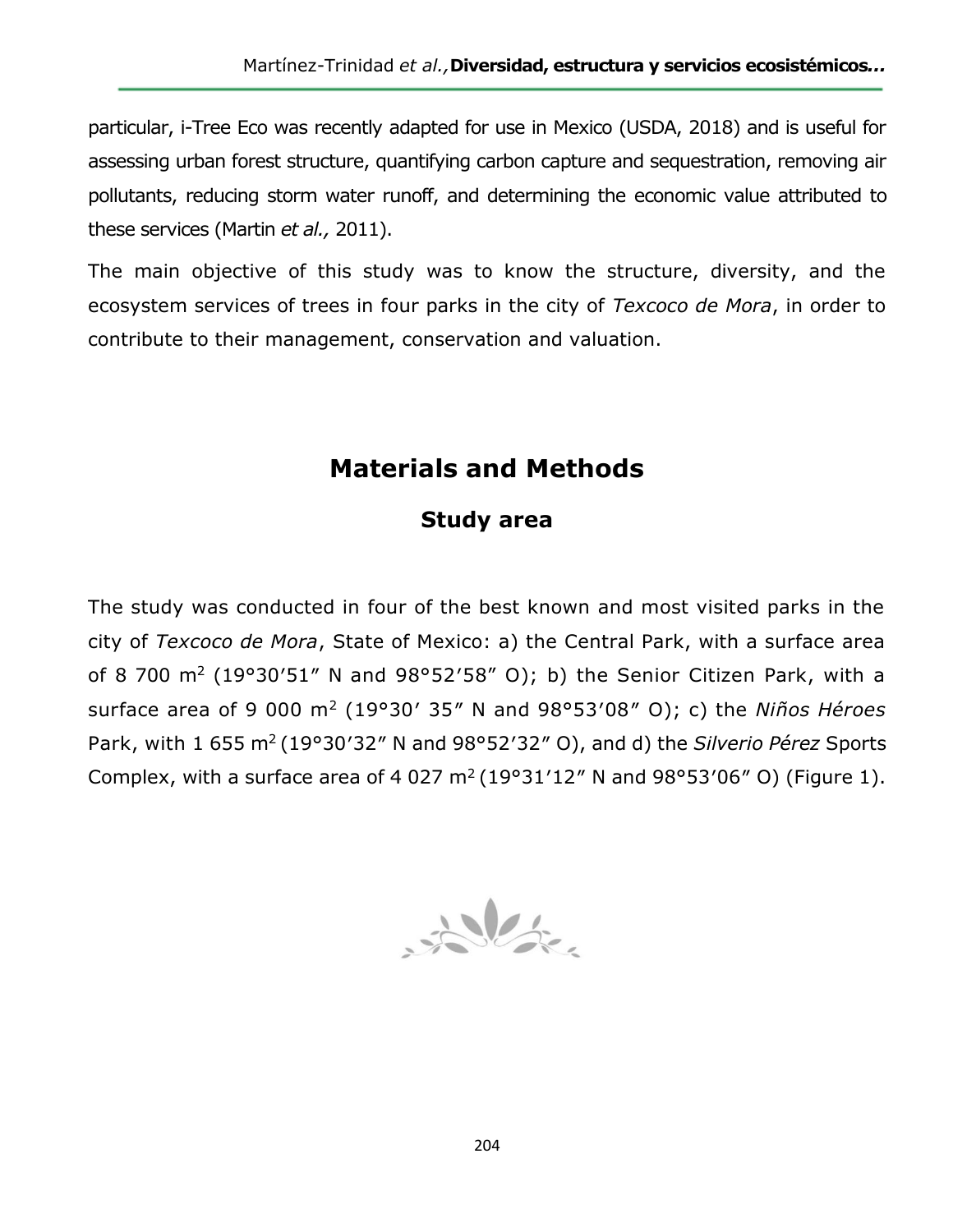particular, i-Tree Eco was recently adapted for use in Mexico (USDA, 2018) and is useful for assessing urban forest structure, quantifying carbon capture and sequestration, removing air pollutants, reducing storm water runoff, and determining the economic value attributed to these services (Martin *et al.,* 2011).

The main objective of this study was to know the structure, diversity, and the ecosystem services of trees in four parks in the city of *Texcoco de Mora*, in order to contribute to their management, conservation and valuation.

# Materials and Methods

## Study area

The study was conducted in four of the best known and most visited parks in the city of *Texcoco de Mora*, State of Mexico: a) the Central Park, with a surface area of 8 700 $m^2$ (19°30′51″ N and 98°52′58″ O); b) the Senior Citizen Park, with a surface area of 9 000 $m^2$ (19°30′ 35″ N and 98°53′08″ O); c) the *Niños Héroes* Park, with 1 655 $m^2$ (19°30′32″ N and 98°52′32″ O), and d) the *Silverio Pérez* Sports Complex, with a surface area of 4 027 $m^2$ (19°31′12″ N and 98°53′06″ O) (Figure 1).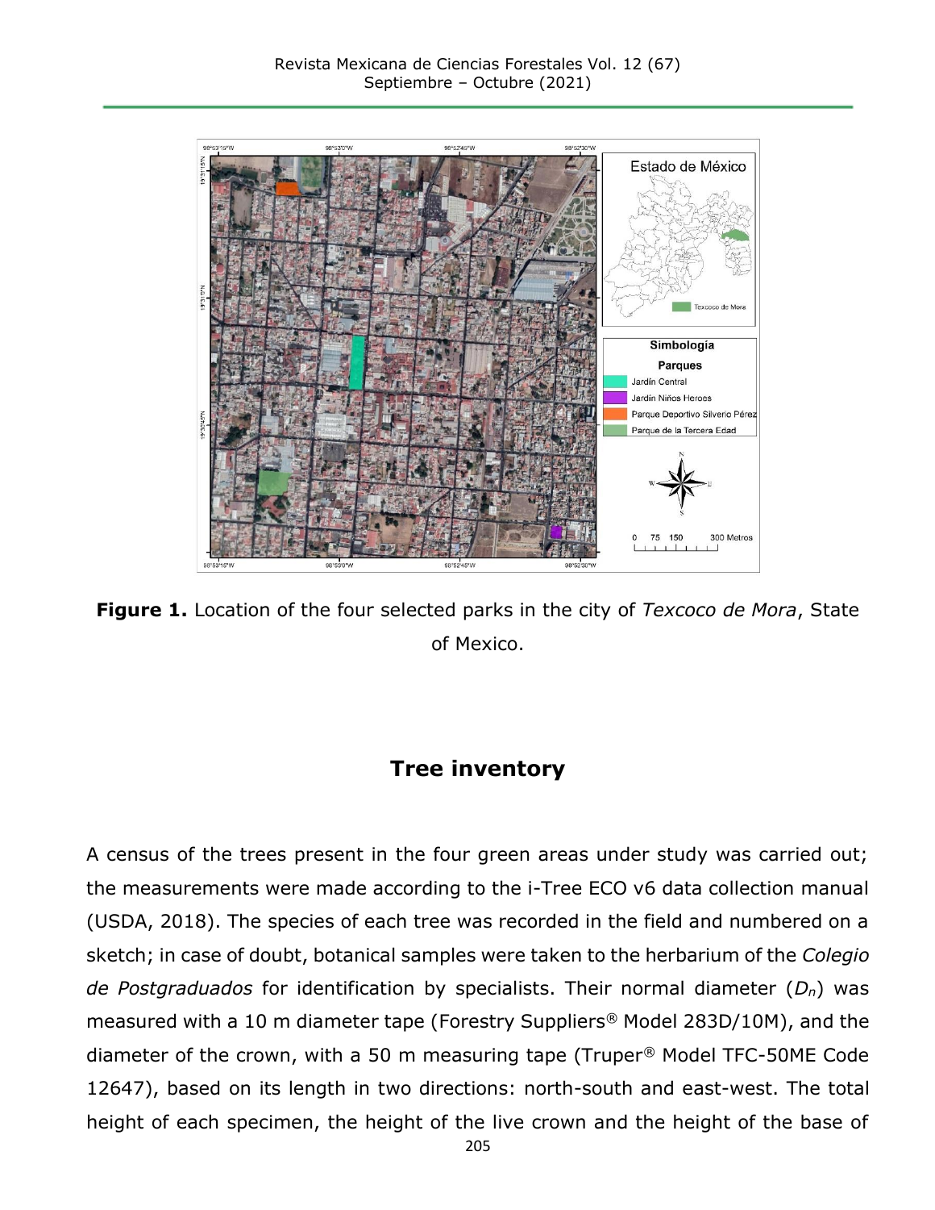**Figure 1.** Location of the four selected parks in the city of *Texcoco de Mora*, State of Mexico.

## Tree inventory

A census of the trees present in the four green areas under study was carried out; the measurements were made according to the i-Tree ECO v6 data collection manual (USDA, 2018). The species of each tree was recorded in the field and numbered on a sketch; in case of doubt, botanical samples were taken to the herbarium of the *Colegio de Postgraduados* for identification by specialists. Their normal diameter ($D_n$) was measured with a 10 m diameter tape (Forestry Suppliers® Model 283D/10M), and the diameter of the crown, with a 50 m measuring tape (Truper® Model TFC-50ME Code 12647), based on its length in two directions: north-south and east-west. The total height of each specimen, the height of the live crown and the height of the base of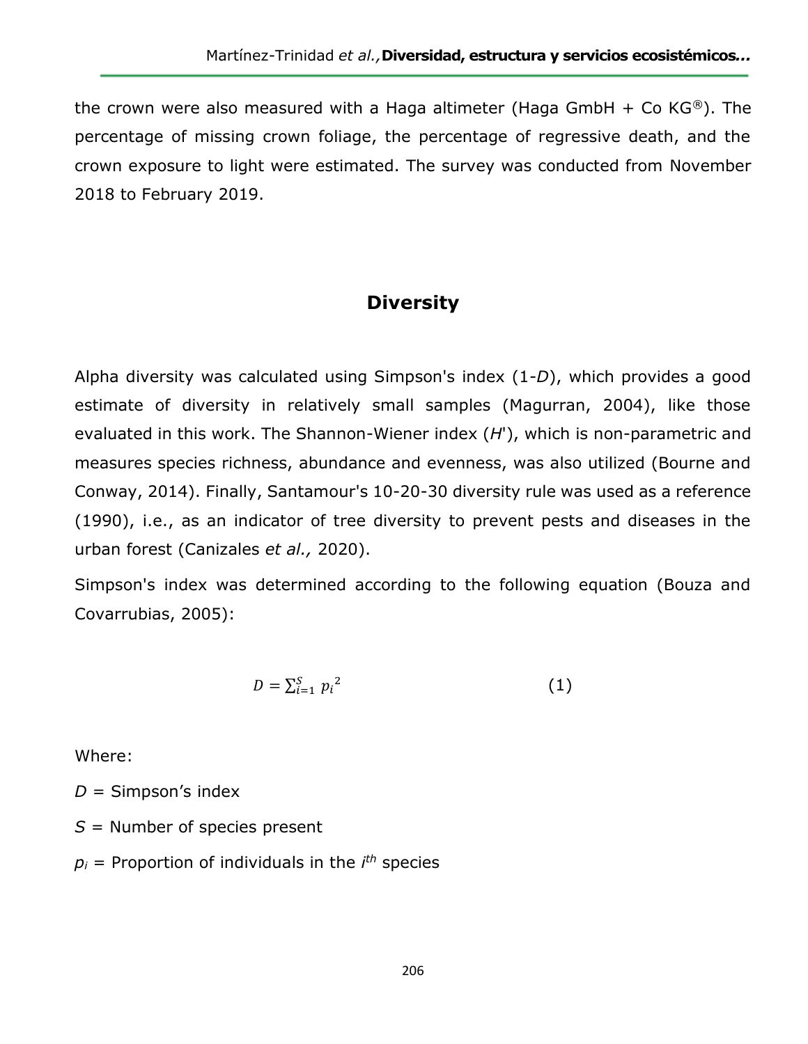the crown were also measured with a Haga altimeter (Haga GmbH + Co KG®). The percentage of missing crown foliage, the percentage of regressive death, and the crown exposure to light were estimated. The survey was conducted from November 2018 to February 2019.

## Diversity

Alpha diversity was calculated using Simpson's index (1-*D*), which provides a good estimate of diversity in relatively small samples (Magurran, 2004), like those evaluated in this work. The Shannon-Wiener index (*H*'), which is non-parametric and measures species richness, abundance and evenness, was also utilized (Bourne and Conway, 2014). Finally, Santamour's 10-20-30 diversity rule was used as a reference (1990), i.e., as an indicator of tree diversity to prevent pests and diseases in the urban forest (Canizales *et al.,* 2020).

Simpson's index was determined according to the following equation (Bouza and Covarrubias, 2005):

$$D = \sum_{i=1}^{S} {p_i}^2 \qquad (1)$$

Where:

$D$ = Simpson's index

$S$ = Number of species present

$p_i$ = Proportion of individuals in the $i^{th}$ species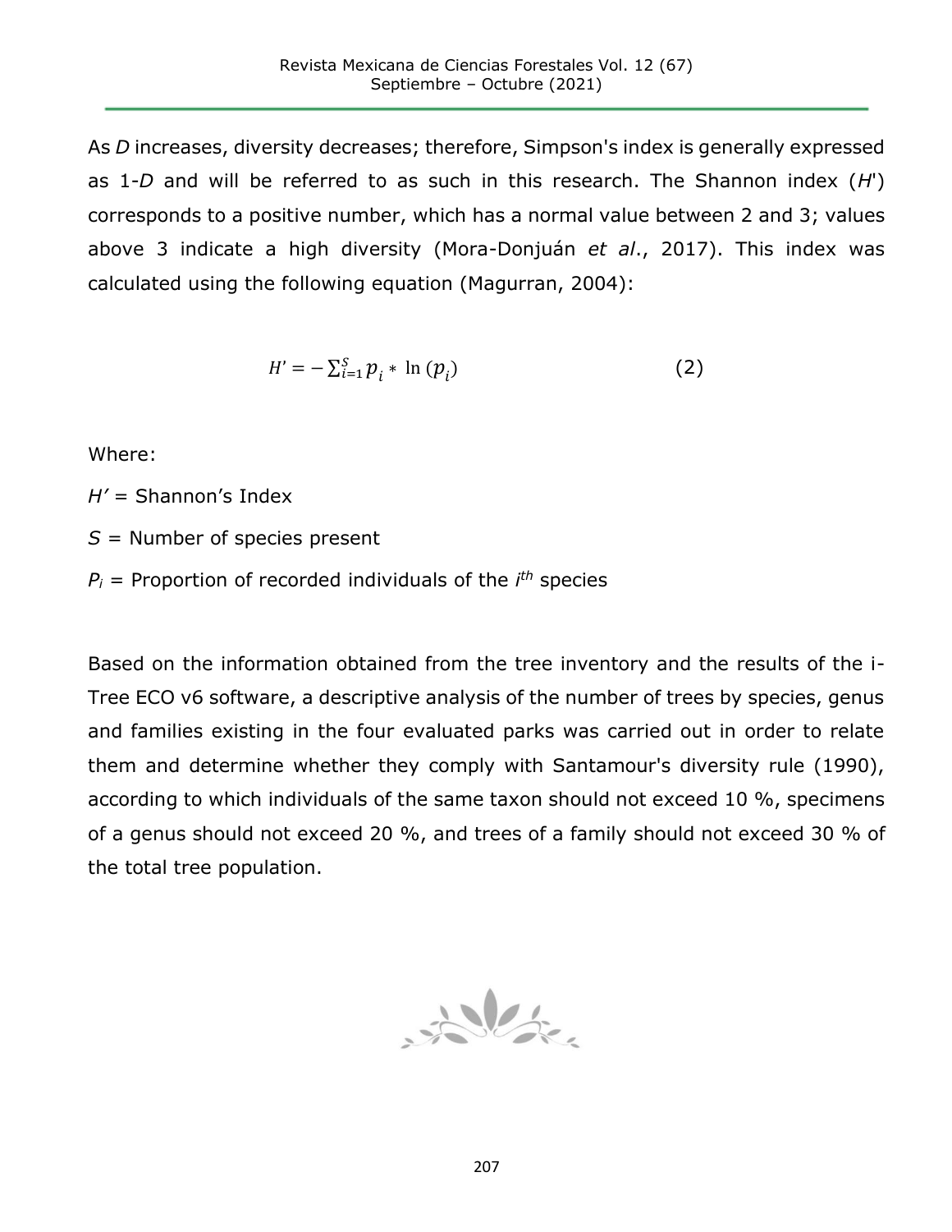As *D* increases, diversity decreases; therefore, Simpson's index is generally expressed as 1-*D* and will be referred to as such in this research. The Shannon index (*H*') corresponds to a positive number, which has a normal value between 2 and 3; values above 3 indicate a high diversity (Mora-Donjuán *et al*., 2017). This index was calculated using the following equation (Magurran, 2004):

$$H' = -\sum_{i=1}^{S} p_i * \ln(p_i) \tag{2}$$

Where:

$H'$ = Shannon's Index

$S$ = Number of species present

$P_i$ = Proportion of recorded individuals of the $i^{th}$ species

Based on the information obtained from the tree inventory and the results of the i-Tree ECO v6 software, a descriptive analysis of the number of trees by species, genus and families existing in the four evaluated parks was carried out in order to relate them and determine whether they comply with Santamour's diversity rule (1990), according to which individuals of the same taxon should not exceed 10 %, specimens of a genus should not exceed 20 %, and trees of a family should not exceed 30 % of the total tree population.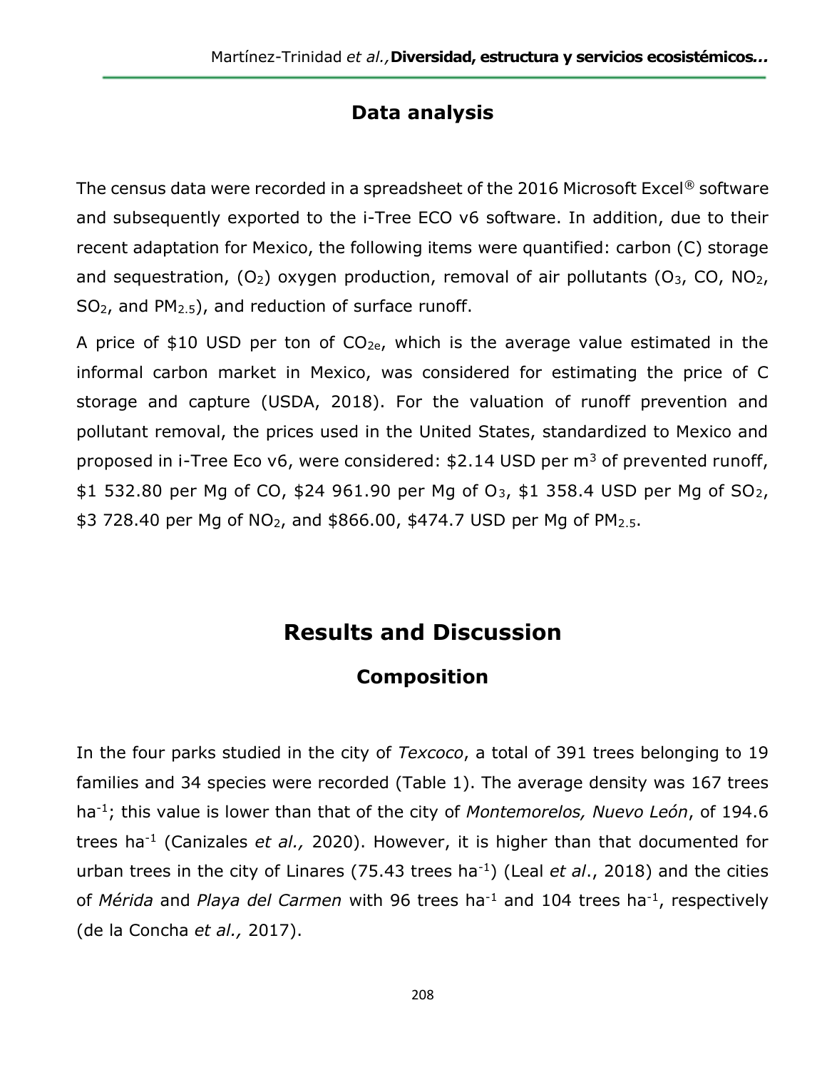## Data analysis

The census data were recorded in a spreadsheet of the 2016 Microsoft Excel® software and subsequently exported to the i-Tree ECO v6 software. In addition, due to their recent adaptation for Mexico, the following items were quantified: carbon (C) storage and sequestration, ($O_2$) oxygen production, removal of air pollutants ($O_3$, CO, $NO_2$, $SO_2$, and $PM_{2.5}$), and reduction of surface runoff.

A price of $10 USD per ton of $CO_{2e}$, which is the average value estimated in the informal carbon market in Mexico, was considered for estimating the price of C storage and capture (USDA, 2018). For the valuation of runoff prevention and pollutant removal, the prices used in the United States, standardized to Mexico and proposed in i-Tree Eco v6, were considered: $2.14 USD per $m^3$ of prevented runoff, $1 532.80 per Mg of CO, $24 961.90 per Mg of $O_3$, $1 358.4 USD per Mg of $SO_2$, $3 728.40 per Mg of $NO_2$, and $866.00, $474.7 USD per Mg of $PM_{2.5}$.

# Results and Discussion

## Composition

In the four parks studied in the city of *Texcoco*, a total of 391 trees belonging to 19 families and 34 species were recorded (Table 1). The average density was 167 trees $ha^{-1}$; this value is lower than that of the city of *Montemorelos, Nuevo León*, of 194.6 trees $ha^{-1}$ (Canizales *et al.,* 2020). However, it is higher than that documented for urban trees in the city of Linares (75.43 trees $ha^{-1}$) (Leal *et al*., 2018) and the cities of *Mérida* and *Playa del Carmen* with 96 trees $ha^{-1}$ and 104 trees $ha^{-1}$, respectively (de la Concha *et al.,* 2017).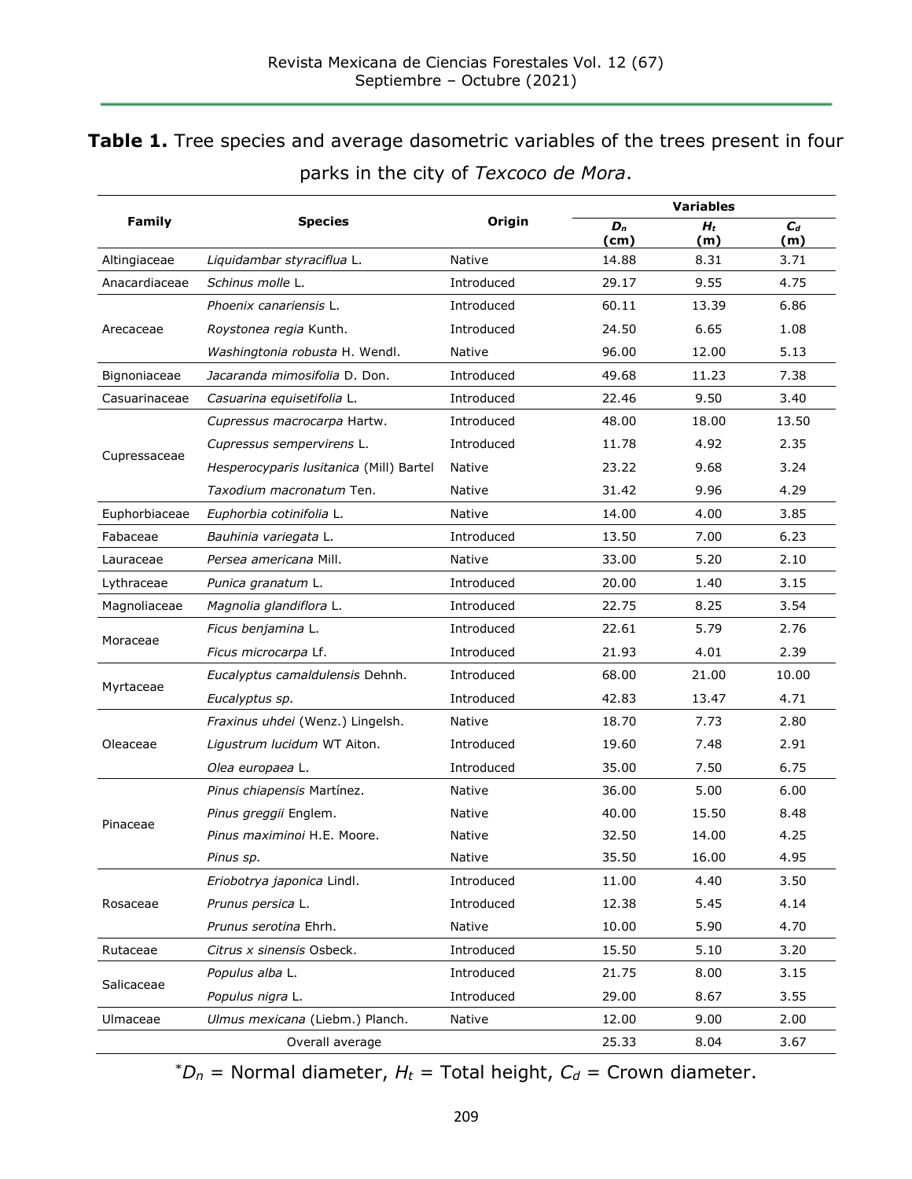**Table 1.** Tree species and average dasometric variables of the trees present in four parks in the city of *Texcoco de Mora*.

| Family | Species | Origin | Variables | | |
|---|---|---|---|---|---|
| | | | $D_n$ (cm) | $H_t$ (m) | $C_d$ (m) |
| Altingiaceae | *Liquidambar styraciflua* L. | Native | 14.88 | 8.31 | 3.71 |
| Anacardiaceae | *Schinus molle* L. | Introduced | 29.17 | 9.55 | 4.75 |
| Arecaceae | *Phoenix canariensis* L. | Introduced | 60.11 | 13.39 | 6.86 |
| | *Roystonea regia* Kunth. | Introduced | 24.50 | 6.65 | 1.08 |
| | *Washingtonia robusta* H. Wendl. | Native | 96.00 | 12.00 | 5.13 |
| Bignoniaceae | *Jacaranda mimosifolia* D. Don. | Introduced | 49.68 | 11.23 | 7.38 |
| Casuarinaceae | *Casuarina equisetifolia* L. | Introduced | 22.46 | 9.50 | 3.40 |
| Cupressaceae | *Cupressus macrocarpa* Hartw. | Introduced | 48.00 | 18.00 | 13.50 |
| | *Cupressus sempervirens* L. | Introduced | 11.78 | 4.92 | 2.35 |
| | *Hesperocyparis lusitanica* (Mill) Bartel | Native | 23.22 | 9.68 | 3.24 |
| | *Taxodium macronatum* Ten. | Native | 31.42 | 9.96 | 4.29 |
| Euphorbiaceae | *Euphorbia cotinifolia* L. | Native | 14.00 | 4.00 | 3.85 |
| Fabaceae | *Bauhinia variegata* L. | Introduced | 13.50 | 7.00 | 6.23 |
| Lauraceae | *Persea americana* Mill. | Native | 33.00 | 5.20 | 2.10 |
| Lythraceae | *Punica granatum* L. | Introduced | 20.00 | 1.40 | 3.15 |
| Magnoliaceae | *Magnolia glandiflora* L. | Introduced | 22.75 | 8.25 | 3.54 |
| Moraceae | *Ficus benjamina* L. | Introduced | 22.61 | 5.79 | 2.76 |
| | *Ficus microcarpa* Lf. | Introduced | 21.93 | 4.01 | 2.39 |
| Myrtaceae | *Eucalyptus camaldulensis* Dehnh. | Introduced | 68.00 | 21.00 | 10.00 |
| | *Eucalyptus sp.* | Introduced | 42.83 | 13.47 | 4.71 |
| Oleaceae | *Fraxinus uhdei* (Wenz.) Lingelsh. | Native | 18.70 | 7.73 | 2.80 |
| | *Ligustrum lucidum* WT Aiton. | Introduced | 19.60 | 7.48 | 2.91 |
| | *Olea europaea* L. | Introduced | 35.00 | 7.50 | 6.75 |
| Pinaceae | *Pinus chiapensis* Martínez. | Native | 36.00 | 5.00 | 6.00 |
| | *Pinus greggii* Englem. | Native | 40.00 | 15.50 | 8.48 |
| | *Pinus maximinoi* H.E. Moore. | Native | 32.50 | 14.00 | 4.25 |
| | *Pinus sp.* | Native | 35.50 | 16.00 | 4.95 |
| Rosaceae | *Eriobotrya japonica* Lindl. | Introduced | 11.00 | 4.40 | 3.50 |
| | *Prunus persica* L. | Introduced | 12.38 | 5.45 | 4.14 |
| | *Prunus serotina* Ehrh. | Native | 10.00 | 5.90 | 4.70 |
| Rutaceae | *Citrus x sinensis* Osbeck. | Introduced | 15.50 | 5.10 | 3.20 |
| Salicaceae | *Populus alba* L. | Introduced | 21.75 | 8.00 | 3.15 |
| | *Populus nigra* L. | Introduced | 29.00 | 8.67 | 3.55 |
| Ulmaceae | *Ulmus mexicana* (Liebm.) Planch. | Native | 12.00 | 9.00 | 2.00 |
| | Overall average | | 25.33 | 8.04 | 3.67 |

*$D_n$ = Normal diameter, $H_t$ = Total height, $C_d$ = Crown diameter.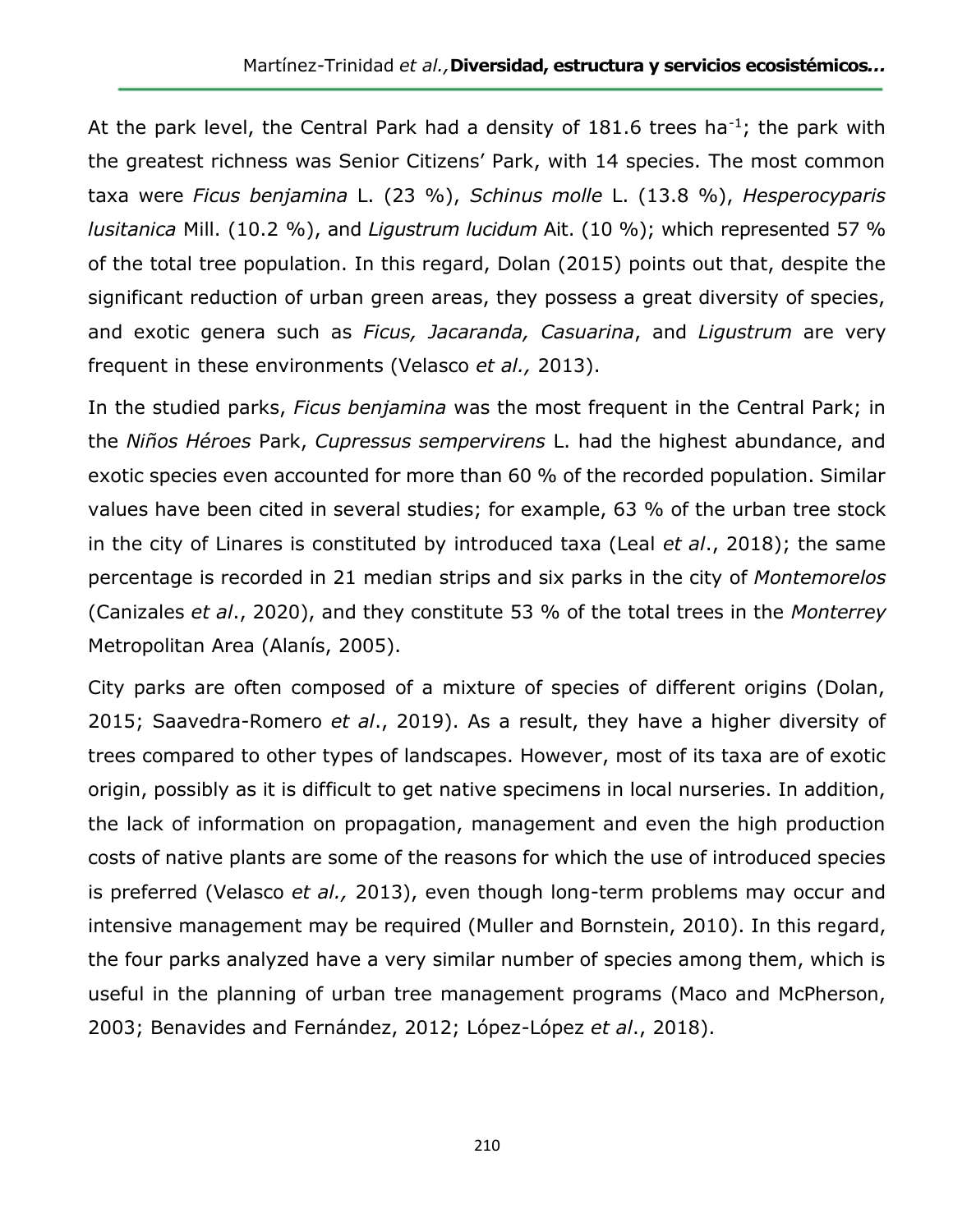At the park level, the Central Park had a density of 181.6 trees ha$^{-1}$; the park with the greatest richness was Senior Citizens' Park, with 14 species. The most common taxa were *Ficus benjamina* L. (23 %), *Schinus molle* L. (13.8 %), *Hesperocyparis lusitanica* Mill. (10.2 %), and *Ligustrum lucidum* Ait. (10 %); which represented 57 % of the total tree population. In this regard, Dolan (2015) points out that, despite the significant reduction of urban green areas, they possess a great diversity of species, and exotic genera such as *Ficus, Jacaranda, Casuarina*, and *Ligustrum* are very frequent in these environments (Velasco *et al.,* 2013).

In the studied parks, *Ficus benjamina* was the most frequent in the Central Park; in the *Niños Héroes* Park, *Cupressus sempervirens* L. had the highest abundance, and exotic species even accounted for more than 60 % of the recorded population. Similar values have been cited in several studies; for example, 63 % of the urban tree stock in the city of Linares is constituted by introduced taxa (Leal *et al*., 2018); the same percentage is recorded in 21 median strips and six parks in the city of *Montemorelos* (Canizales *et al*., 2020), and they constitute 53 % of the total trees in the *Monterrey* Metropolitan Area (Alanís, 2005).

City parks are often composed of a mixture of species of different origins (Dolan, 2015; Saavedra-Romero *et al*., 2019). As a result, they have a higher diversity of trees compared to other types of landscapes. However, most of its taxa are of exotic origin, possibly as it is difficult to get native specimens in local nurseries. In addition, the lack of information on propagation, management and even the high production costs of native plants are some of the reasons for which the use of introduced species is preferred (Velasco *et al.,* 2013), even though long-term problems may occur and intensive management may be required (Muller and Bornstein, 2010). In this regard, the four parks analyzed have a very similar number of species among them, which is useful in the planning of urban tree management programs (Maco and McPherson, 2003; Benavides and Fernández, 2012; López-López *et al*., 2018).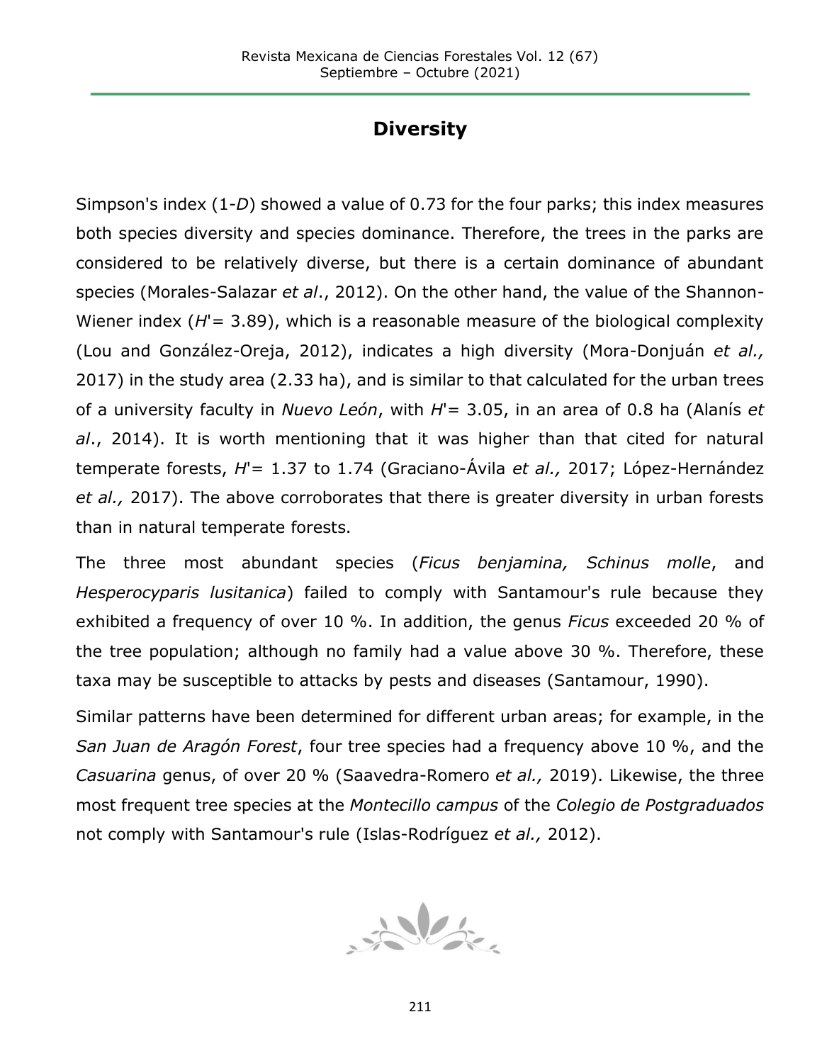## Diversity

Simpson's index (1-*D*) showed a value of 0.73 for the four parks; this index measures both species diversity and species dominance. Therefore, the trees in the parks are considered to be relatively diverse, but there is a certain dominance of abundant species (Morales-Salazar *et al*., 2012). On the other hand, the value of the Shannon-Wiener index (*H*'= 3.89), which is a reasonable measure of the biological complexity (Lou and González-Oreja, 2012), indicates a high diversity (Mora-Donjuán *et al.,* 2017) in the study area (2.33 ha), and is similar to that calculated for the urban trees of a university faculty in *Nuevo León*, with *H*'= 3.05, in an area of 0.8 ha (Alanís *et al*., 2014). It is worth mentioning that it was higher than that cited for natural temperate forests, *H*'= 1.37 to 1.74 (Graciano-Ávila *et al.,* 2017; López-Hernández *et al.,* 2017). The above corroborates that there is greater diversity in urban forests than in natural temperate forests.

The three most abundant species (*Ficus benjamina, Schinus molle*, and *Hesperocyparis lusitanica*) failed to comply with Santamour's rule because they exhibited a frequency of over 10 %. In addition, the genus *Ficus* exceeded 20 % of the tree population; although no family had a value above 30 %. Therefore, these taxa may be susceptible to attacks by pests and diseases (Santamour, 1990).

Similar patterns have been determined for different urban areas; for example, in the *San Juan de Aragón Forest*, four tree species had a frequency above 10 %, and the *Casuarina* genus, of over 20 % (Saavedra-Romero *et al.,* 2019). Likewise, the three most frequent tree species at the *Montecillo campus* of the *Colegio de Postgraduados* not comply with Santamour's rule (Islas-Rodríguez *et al.,* 2012).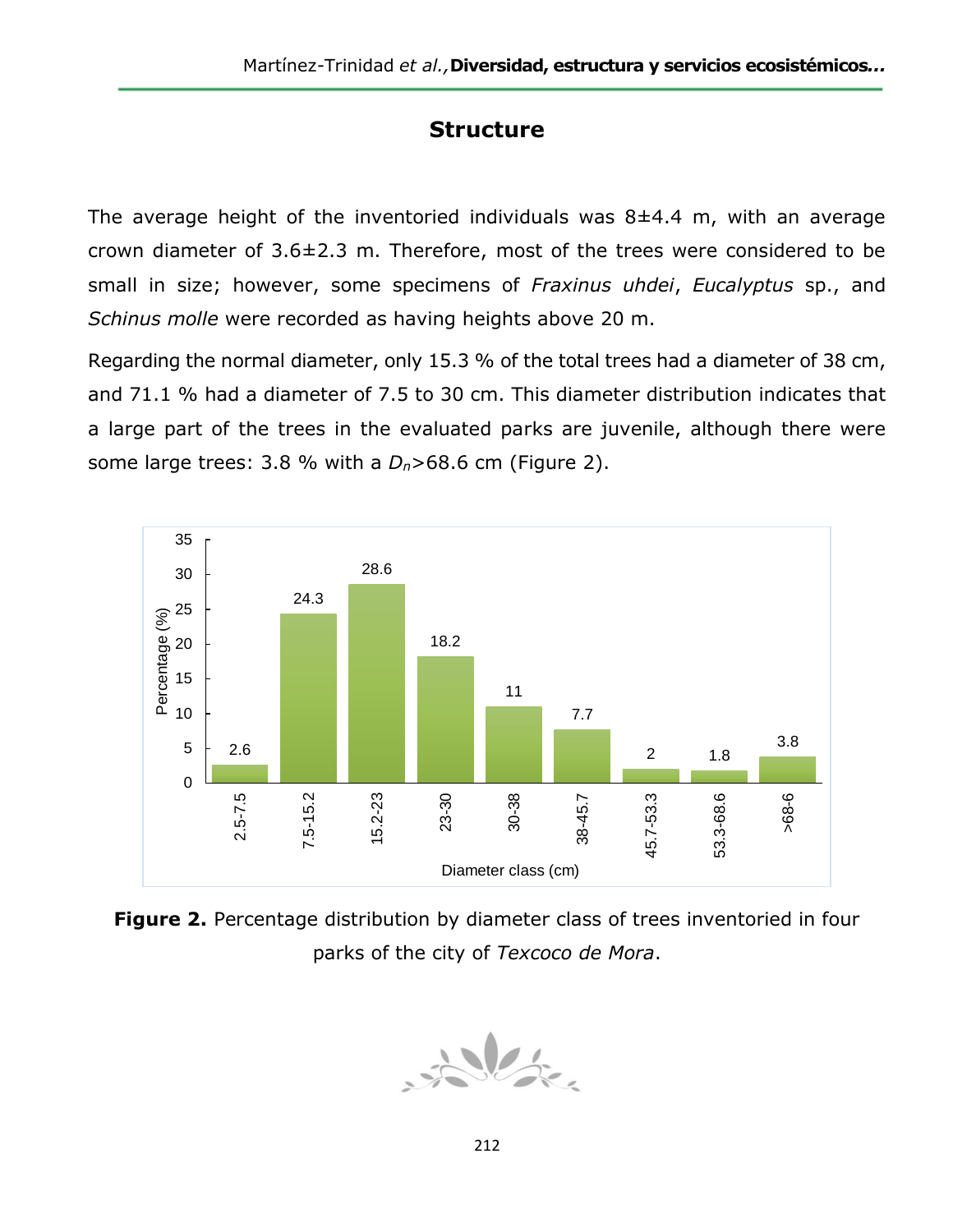## Structure

The average height of the inventoried individuals was 8±4.4 m, with an average crown diameter of 3.6±2.3 m. Therefore, most of the trees were considered to be small in size; however, some specimens of *Fraxinus uhdei*, *Eucalyptus* sp., and *Schinus molle* were recorded as having heights above 20 m.

Regarding the normal diameter, only 15.3 % of the total trees had a diameter of 38 cm, and 71.1 % had a diameter of 7.5 to 30 cm. This diameter distribution indicates that a large part of the trees in the evaluated parks are juvenile, although there were some large trees: 3.8 % with a $D_n$>68.6 cm (Figure 2).

| Diameter class (cm) | Percentage (%) |
|---|---|
| 2.5-7.5 | 2.6 |
| 7.5-15.2 | 24.3 |
| 15.2-23 | 28.6 |
| 23-30 | 18.2 |
| 30-38 | 11 |
| 38-45.7 | 7.7 |
| 45.7-53.3 | 2 |
| 53.3-68.6 | 1.8 |
| >68-6 | 3.8 |

**Figure 2.** Percentage distribution by diameter class of trees inventoried in four parks of the city of *Texcoco de Mora*.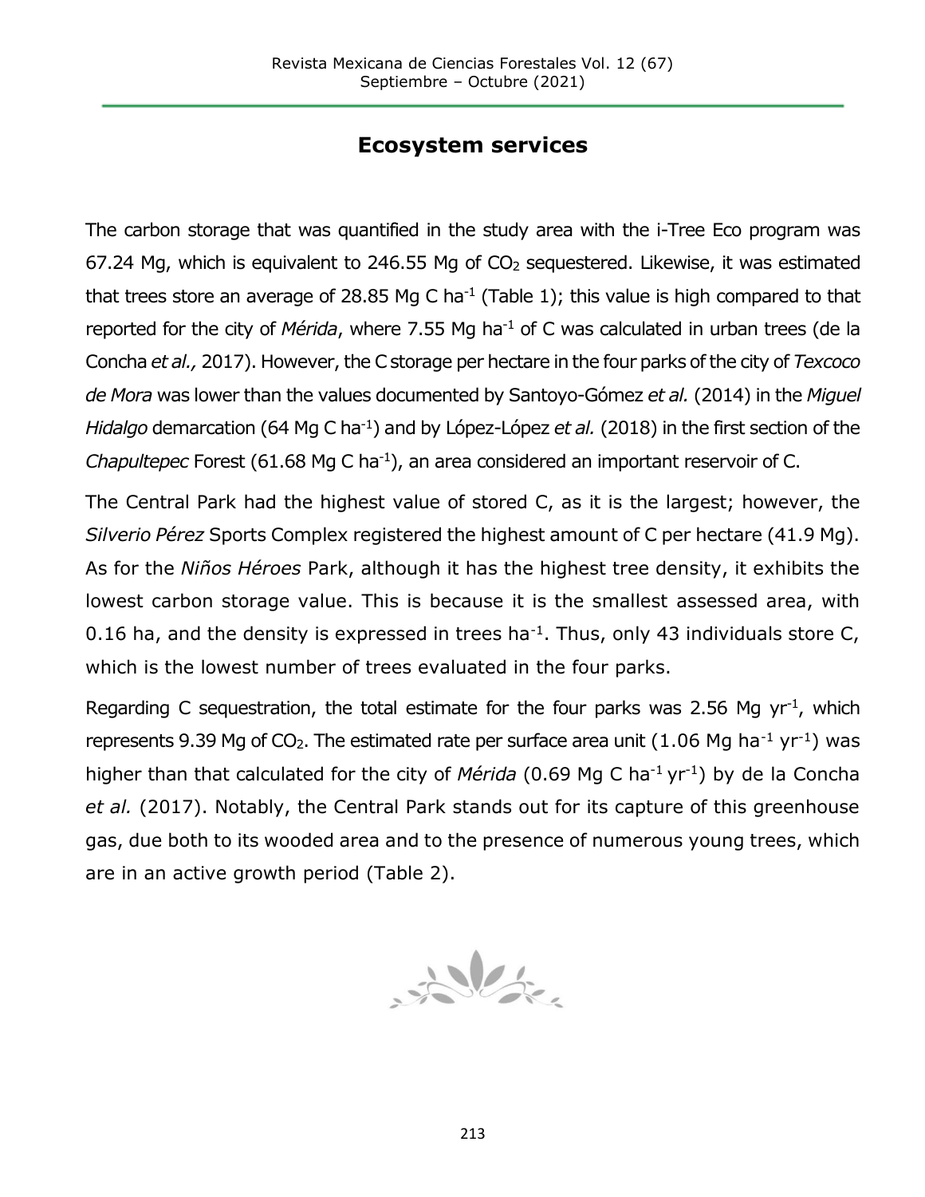## Ecosystem services

The carbon storage that was quantified in the study area with the i-Tree Eco program was 67.24 Mg, which is equivalent to 246.55 Mg of $CO_2$ sequestered. Likewise, it was estimated that trees store an average of 28.85 Mg C $ha^{-1}$ (Table 1); this value is high compared to that reported for the city of *Mérida*, where 7.55 Mg $ha^{-1}$ of C was calculated in urban trees (de la Concha *et al.,* 2017). However, the C storage per hectare in the four parks of the city of *Texcoco de Mora* was lower than the values documented by Santoyo-Gómez *et al.* (2014) in the *Miguel Hidalgo* demarcation (64 Mg C $ha^{-1}$) and by López-López *et al.* (2018) in the first section of the *Chapultepec* Forest (61.68 Mg C $ha^{-1}$), an area considered an important reservoir of C.

The Central Park had the highest value of stored C, as it is the largest; however, the *Silverio Pérez* Sports Complex registered the highest amount of C per hectare (41.9 Mg). As for the *Niños Héroes* Park, although it has the highest tree density, it exhibits the lowest carbon storage value. This is because it is the smallest assessed area, with 0.16 ha, and the density is expressed in trees $ha^{-1}$. Thus, only 43 individuals store C, which is the lowest number of trees evaluated in the four parks.

Regarding C sequestration, the total estimate for the four parks was 2.56 Mg $yr^{-1}$, which represents 9.39 Mg of $CO_2$. The estimated rate per surface area unit (1.06 Mg $ha^{-1}$ $yr^{-1}$) was higher than that calculated for the city of *Mérida* (0.69 Mg C $ha^{-1}$ $yr^{-1}$) by de la Concha *et al.* (2017). Notably, the Central Park stands out for its capture of this greenhouse gas, due both to its wooded area and to the presence of numerous young trees, which are in an active growth period (Table 2).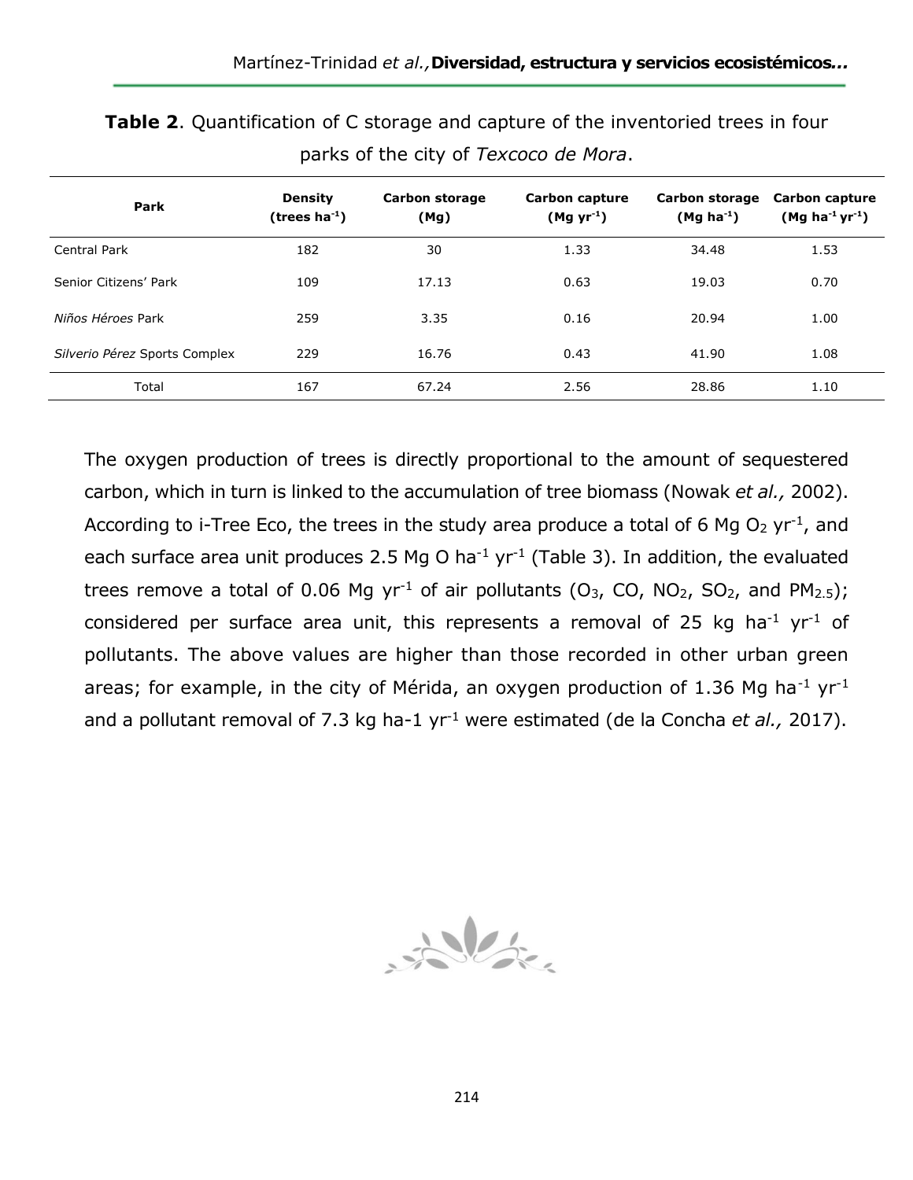**Table 2**. Quantification of C storage and capture of the inventoried trees in four parks of the city of *Texcoco de Mora*.

| Park | Density (trees $ha^{-1}$) | Carbon storage (Mg) | Carbon capture (Mg $yr^{-1}$) | Carbon storage (Mg $ha^{-1}$) | Carbon capture (Mg $ha^{-1}$ $yr^{-1}$) |
|---|---|---|---|---|---|
| Central Park | 182 | 30 | 1.33 | 34.48 | 1.53 |
| Senior Citizens' Park | 109 | 17.13 | 0.63 | 19.03 | 0.70 |
| *Niños Héroes* Park | 259 | 3.35 | 0.16 | 20.94 | 1.00 |
| *Silverio Pérez* Sports Complex | 229 | 16.76 | 0.43 | 41.90 | 1.08 |
| Total | 167 | 67.24 | 2.56 | 28.86 | 1.10 |

The oxygen production of trees is directly proportional to the amount of sequestered carbon, which in turn is linked to the accumulation of tree biomass (Nowak *et al.,* 2002). According to i-Tree Eco, the trees in the study area produce a total of 6 Mg $O_2$ $yr^{-1}$, and each surface area unit produces 2.5 Mg O $ha^{-1}$ $yr^{-1}$ (Table 3). In addition, the evaluated trees remove a total of 0.06 Mg $yr^{-1}$ of air pollutants ($O_3$, CO, $NO_2$, $SO_2$, and $PM_{2.5}$); considered per surface area unit, this represents a removal of 25 kg $ha^{-1}$ $yr^{-1}$ of pollutants. The above values are higher than those recorded in other urban green areas; for example, in the city of Mérida, an oxygen production of 1.36 Mg $ha^{-1}$ $yr^{-1}$ and a pollutant removal of 7.3 kg ha-1 $yr^{-1}$ were estimated (de la Concha *et al.,* 2017).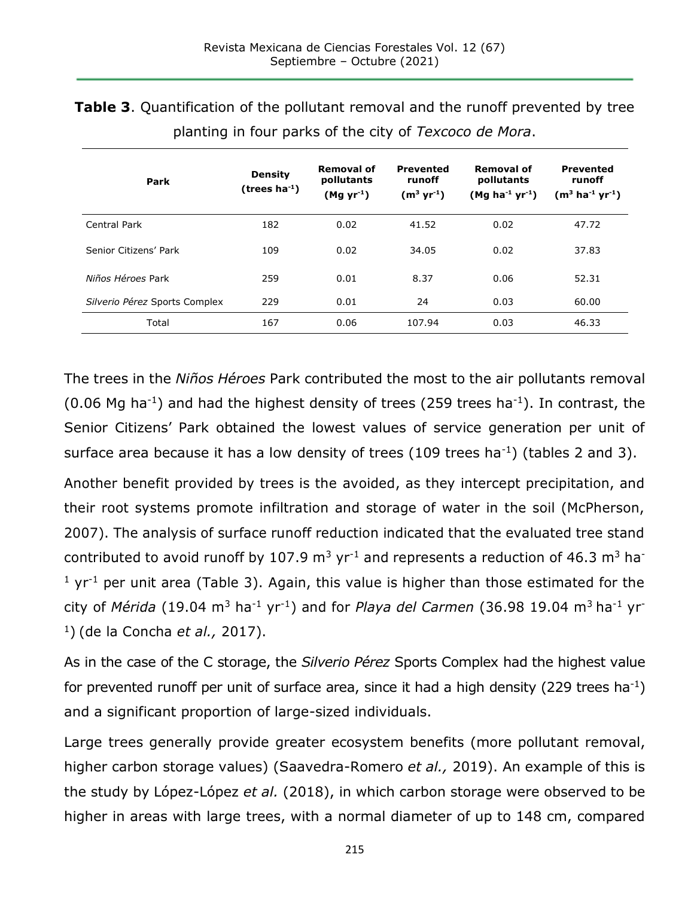**Table 3**. Quantification of the pollutant removal and the runoff prevented by tree planting in four parks of the city of *Texcoco de Mora*.

| Park | Density (trees $ha^{-1}$) | Removal of pollutants ($Mg\ yr^{-1}$) | Prevented runoff ($m^3\ yr^{-1}$) | Removal of pollutants ($Mg\ ha^{-1}\ yr^{-1}$) | Prevented runoff ($m^3\ ha^{-1}\ yr^{-1}$) |
|---|---|---|---|---|---|
| Central Park | 182 | 0.02 | 41.52 | 0.02 | 47.72 |
| Senior Citizens' Park | 109 | 0.02 | 34.05 | 0.02 | 37.83 |
| *Niños Héroes* Park | 259 | 0.01 | 8.37 | 0.06 | 52.31 |
| *Silverio Pérez* Sports Complex | 229 | 0.01 | 24 | 0.03 | 60.00 |
| Total | 167 | 0.06 | 107.94 | 0.03 | 46.33 |

The trees in the *Niños Héroes* Park contributed the most to the air pollutants removal (0.06 Mg $ha^{-1}$) and had the highest density of trees (259 trees $ha^{-1}$). In contrast, the Senior Citizens' Park obtained the lowest values of service generation per unit of surface area because it has a low density of trees (109 trees $ha^{-1}$) (tables 2 and 3).

Another benefit provided by trees is the avoided, as they intercept precipitation, and their root systems promote infiltration and storage of water in the soil (McPherson, 2007). The analysis of surface runoff reduction indicated that the evaluated tree stand contributed to avoid runoff by 107.9 $m^3\ yr^{-1}$ and represents a reduction of 46.3 $m^3\ ha^{-1}\ yr^{-1}$ per unit area (Table 3). Again, this value is higher than those estimated for the city of *Mérida* (19.04 $m^3\ ha^{-1}\ yr^{-1}$) and for *Playa del Carmen* (36.98 19.04 $m^3\ ha^{-1}\ yr^{-1}$) (de la Concha *et al.,* 2017).

As in the case of the C storage, the *Silverio Pérez* Sports Complex had the highest value for prevented runoff per unit of surface area, since it had a high density (229 trees $ha^{-1}$) and a significant proportion of large-sized individuals.

Large trees generally provide greater ecosystem benefits (more pollutant removal, higher carbon storage values) (Saavedra-Romero *et al.,* 2019). An example of this is the study by López-López *et al.* (2018), in which carbon storage were observed to be higher in areas with large trees, with a normal diameter of up to 148 cm, compared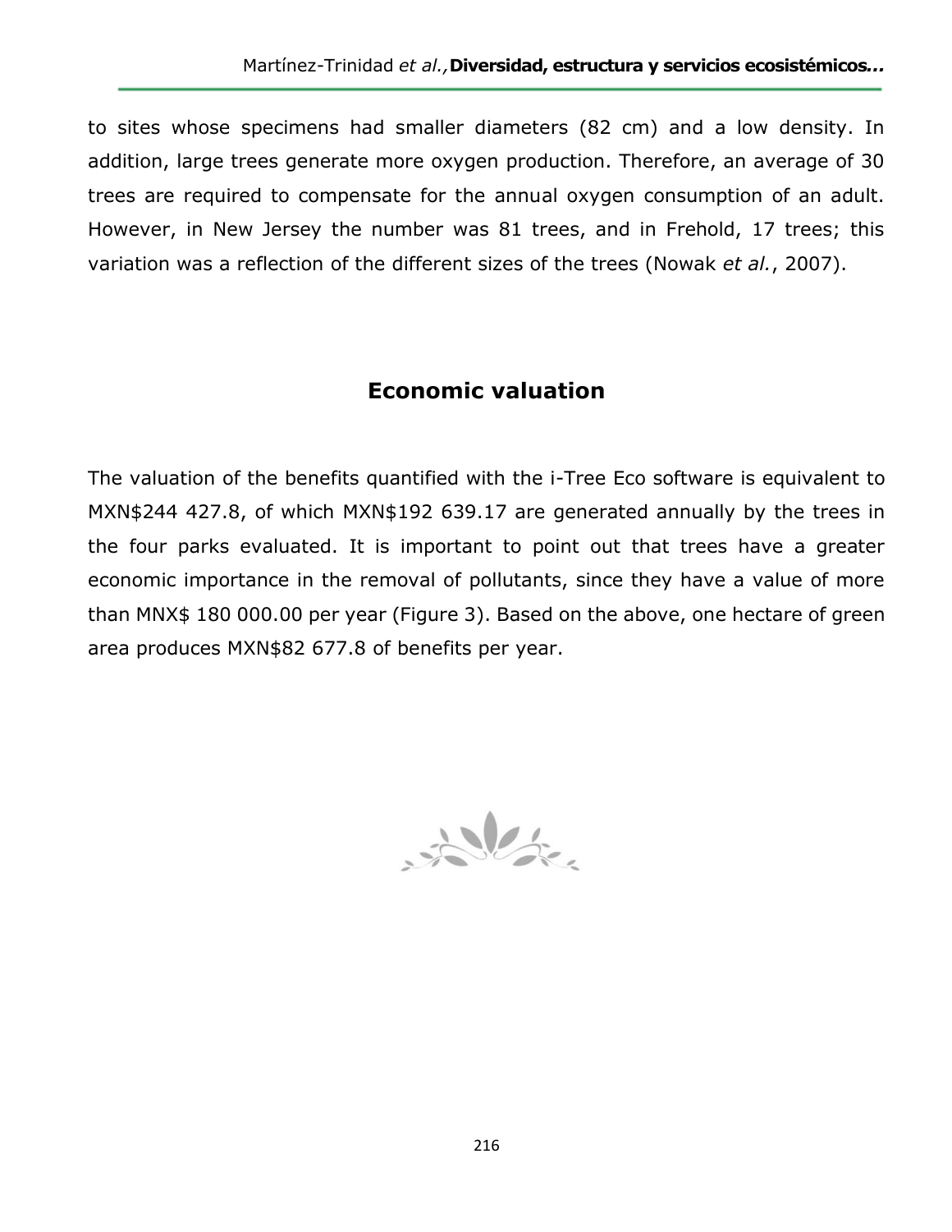to sites whose specimens had smaller diameters (82 cm) and a low density. In addition, large trees generate more oxygen production. Therefore, an average of 30 trees are required to compensate for the annual oxygen consumption of an adult. However, in New Jersey the number was 81 trees, and in Frehold, 17 trees; this variation was a reflection of the different sizes of the trees (Nowak *et al.*, 2007).

## Economic valuation

The valuation of the benefits quantified with the i-Tree Eco software is equivalent to MXN$244 427.8, of which MXN$192 639.17 are generated annually by the trees in the four parks evaluated. It is important to point out that trees have a greater economic importance in the removal of pollutants, since they have a value of more than MNX$ 180 000.00 per year (Figure 3). Based on the above, one hectare of green area produces MXN$82 677.8 of benefits per year.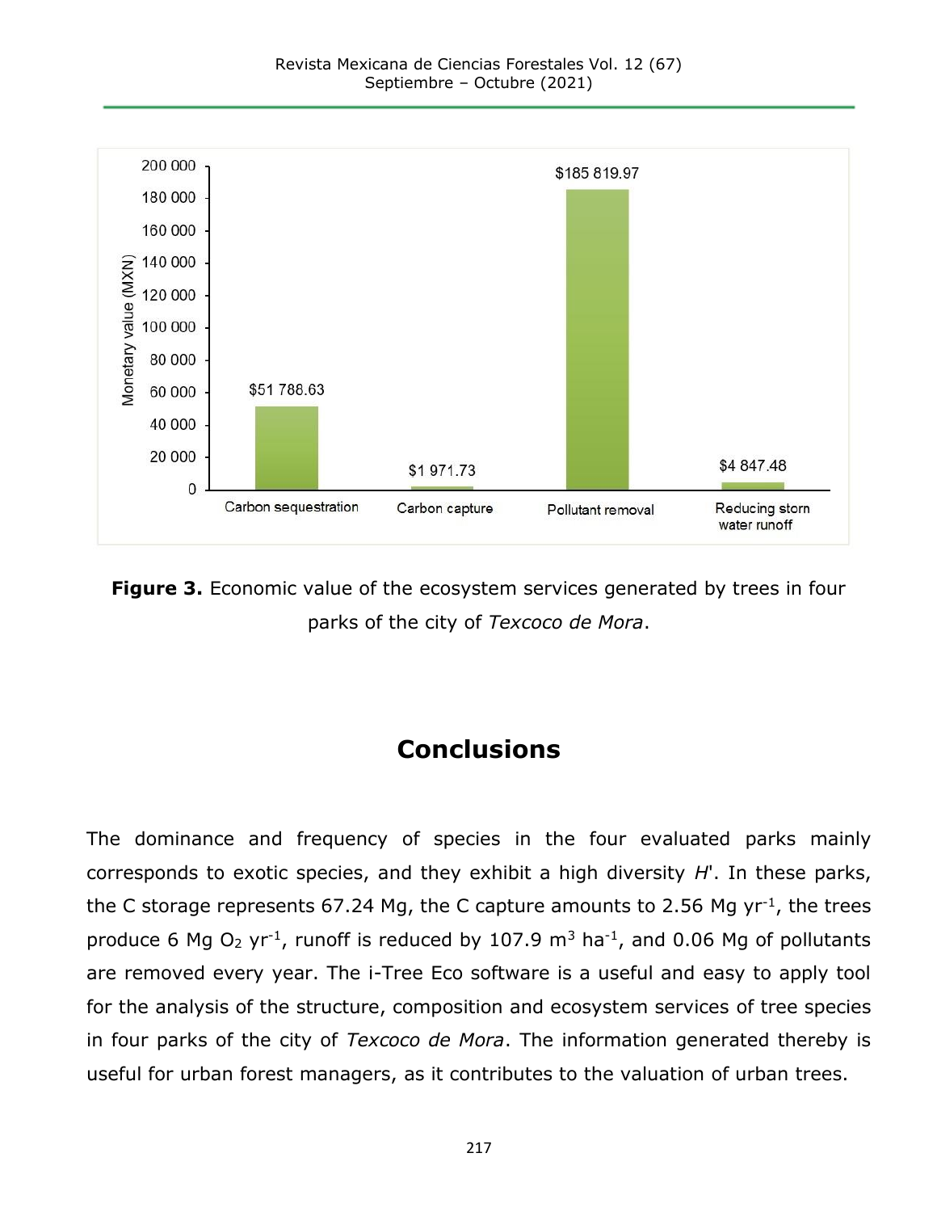**Figure 3.** Economic value of the ecosystem services generated by trees in four parks of the city of *Texcoco de Mora*.

# Conclusions

The dominance and frequency of species in the four evaluated parks mainly corresponds to exotic species, and they exhibit a high diversity *H*'. In these parks, the C storage represents 67.24 Mg, the C capture amounts to 2.56 Mg $yr^{-1}$, the trees produce 6 Mg $O_2$ $yr^{-1}$, runoff is reduced by 107.9 $m^3$ $ha^{-1}$, and 0.06 Mg of pollutants are removed every year. The i-Tree Eco software is a useful and easy to apply tool for the analysis of the structure, composition and ecosystem services of tree species in four parks of the city of *Texcoco de Mora*. The information generated thereby is useful for urban forest managers, as it contributes to the valuation of urban trees.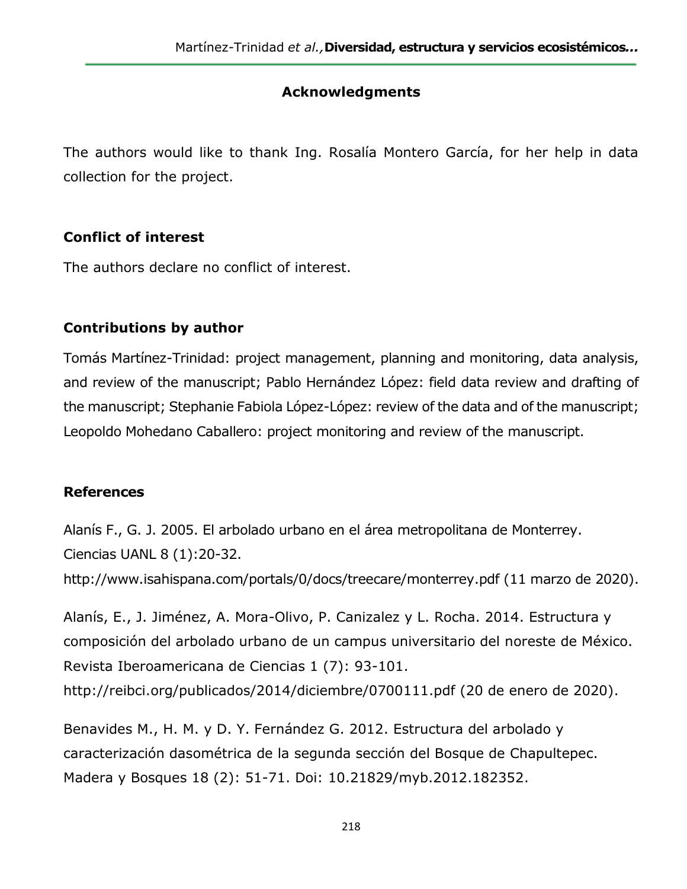## Acknowledgments

The authors would like to thank Ing. Rosalía Montero García, for her help in data collection for the project.

### Conflict of interest

The authors declare no conflict of interest.

### Contributions by author

Tomás Martínez-Trinidad: project management, planning and monitoring, data analysis, and review of the manuscript; Pablo Hernández López: field data review and drafting of the manuscript; Stephanie Fabiola López-López: review of the data and of the manuscript; Leopoldo Mohedano Caballero: project monitoring and review of the manuscript.

### References

Alanís F., G. J. 2005. El arbolado urbano en el área metropolitana de Monterrey. Ciencias UANL 8 (1):20-32. http://www.isahispana.com/portals/0/docs/treecare/monterrey.pdf (11 marzo de 2020).

Alanís, E., J. Jiménez, A. Mora-Olivo, P. Canizalez y L. Rocha. 2014. Estructura y composición del arbolado urbano de un campus universitario del noreste de México. Revista Iberoamericana de Ciencias 1 (7): 93-101. http://reibci.org/publicados/2014/diciembre/0700111.pdf (20 de enero de 2020).

Benavides M., H. M. y D. Y. Fernández G. 2012. Estructura del arbolado y caracterización dasométrica de la segunda sección del Bosque de Chapultepec. Madera y Bosques 18 (2): 51-71. Doi: 10.21829/myb.2012.182352.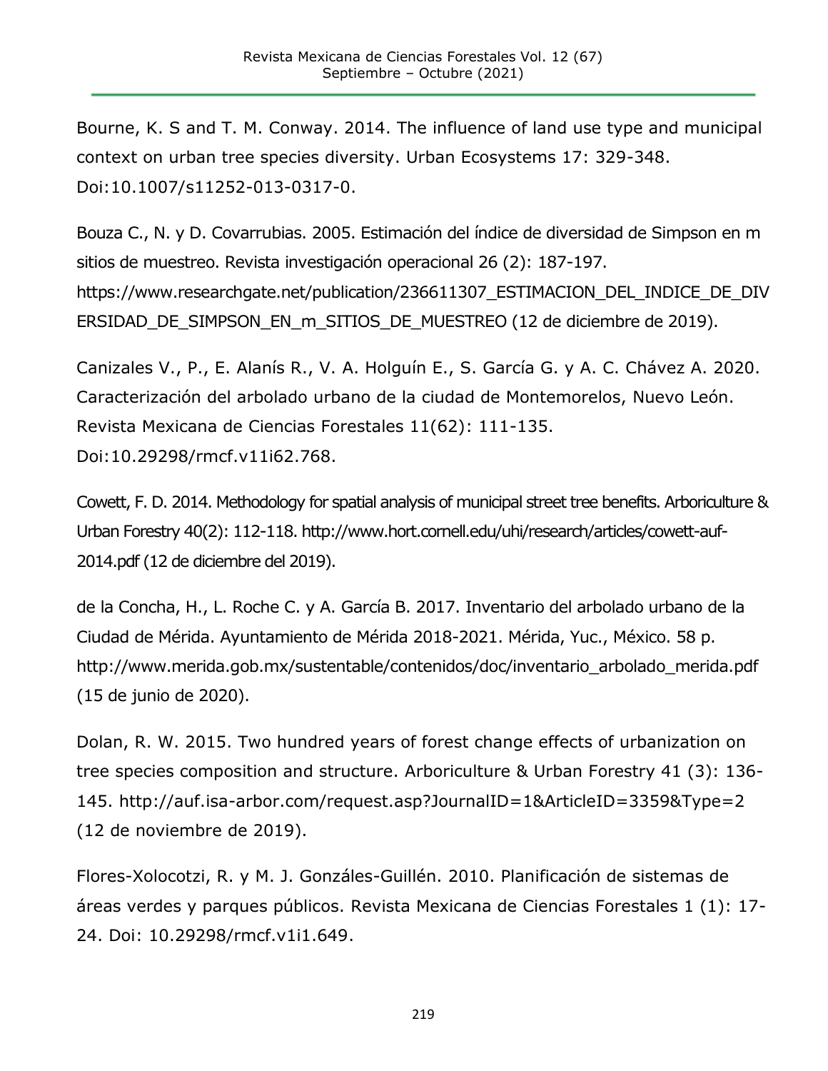Bourne, K. S and T. M. Conway. 2014. The influence of land use type and municipal context on urban tree species diversity. Urban Ecosystems 17: 329-348. Doi:10.1007/s11252-013-0317-0.

Bouza C., N. y D. Covarrubias. 2005. Estimación del índice de diversidad de Simpson en m sitios de muestreo. Revista investigación operacional 26 (2): 187-197. https://www.researchgate.net/publication/236611307_ESTIMACION_DEL_INDICE_DE_DIVERSIDAD_DE_SIMPSON_EN_m_SITIOS_DE_MUESTREO (12 de diciembre de 2019).

Canizales V., P., E. Alanís R., V. A. Holguín E., S. García G. y A. C. Chávez A. 2020. Caracterización del arbolado urbano de la ciudad de Montemorelos, Nuevo León. Revista Mexicana de Ciencias Forestales 11(62): 111-135. Doi:10.29298/rmcf.v11i62.768.

Cowett, F. D. 2014. Methodology for spatial analysis of municipal street tree benefits. Arboriculture & Urban Forestry 40(2): 112-118. http://www.hort.cornell.edu/uhi/research/articles/cowett-auf-2014.pdf (12 de diciembre del 2019).

de la Concha, H., L. Roche C. y A. García B. 2017. Inventario del arbolado urbano de la Ciudad de Mérida. Ayuntamiento de Mérida 2018-2021. Mérida, Yuc., México. 58 p. http://www.merida.gob.mx/sustentable/contenidos/doc/inventario_arbolado_merida.pdf (15 de junio de 2020).

Dolan, R. W. 2015. Two hundred years of forest change effects of urbanization on tree species composition and structure. Arboriculture & Urban Forestry 41 (3): 136-145. http://auf.isa-arbor.com/request.asp?JournalID=1&ArticleID=3359&Type=2 (12 de noviembre de 2019).

Flores-Xolocotzi, R. y M. J. Gonzáles-Guillén. 2010. Planificación de sistemas de áreas verdes y parques públicos. Revista Mexicana de Ciencias Forestales 1 (1): 17-24. Doi: 10.29298/rmcf.v1i1.649.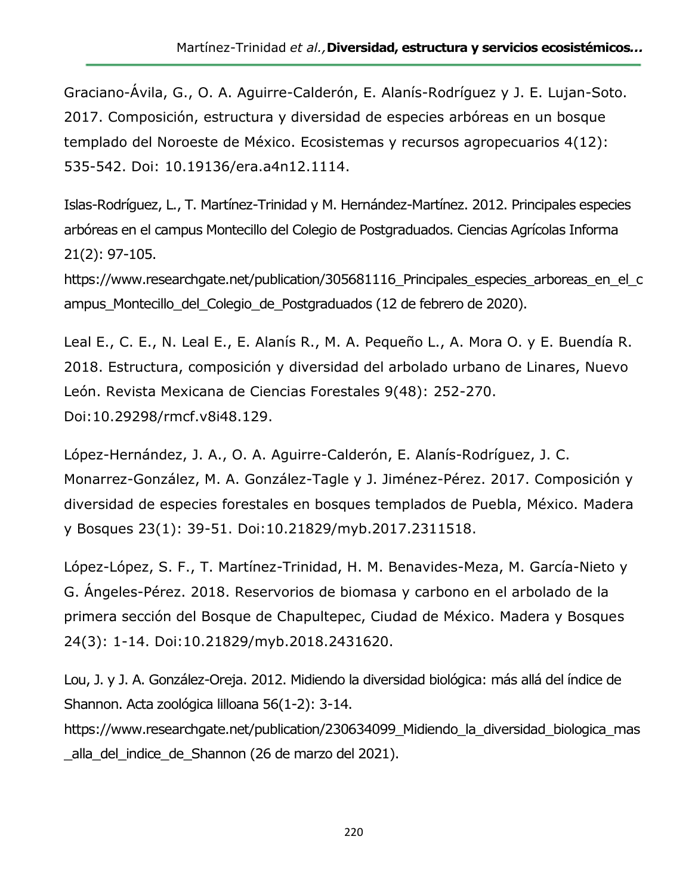Graciano-Ávila, G., O. A. Aguirre-Calderón, E. Alanís-Rodríguez y J. E. Lujan-Soto. 2017. Composición, estructura y diversidad de especies arbóreas en un bosque templado del Noroeste de México. Ecosistemas y recursos agropecuarios 4(12): 535-542. Doi: 10.19136/era.a4n12.1114.

Islas-Rodríguez, L., T. Martínez-Trinidad y M. Hernández-Martínez. 2012. Principales especies arbóreas en el campus Montecillo del Colegio de Postgraduados. Ciencias Agrícolas Informa 21(2): 97-105. https://www.researchgate.net/publication/305681116_Principales_especies_arboreas_en_el_campus_Montecillo_del_Colegio_de_Postgraduados (12 de febrero de 2020).

Leal E., C. E., N. Leal E., E. Alanís R., M. A. Pequeño L., A. Mora O. y E. Buendía R. 2018. Estructura, composición y diversidad del arbolado urbano de Linares, Nuevo León. Revista Mexicana de Ciencias Forestales 9(48): 252-270. Doi:10.29298/rmcf.v8i48.129.

López-Hernández, J. A., O. A. Aguirre-Calderón, E. Alanís-Rodríguez, J. C. Monarrez-González, M. A. González-Tagle y J. Jiménez-Pérez. 2017. Composición y diversidad de especies forestales en bosques templados de Puebla, México. Madera y Bosques 23(1): 39-51. Doi:10.21829/myb.2017.2311518.

López-López, S. F., T. Martínez-Trinidad, H. M. Benavides-Meza, M. García-Nieto y G. Ángeles-Pérez. 2018. Reservorios de biomasa y carbono en el arbolado de la primera sección del Bosque de Chapultepec, Ciudad de México. Madera y Bosques 24(3): 1-14. Doi:10.21829/myb.2018.2431620.

Lou, J. y J. A. González-Oreja. 2012. Midiendo la diversidad biológica: más allá del índice de Shannon. Acta zoológica lilloana 56(1-2): 3-14. https://www.researchgate.net/publication/230634099_Midiendo_la_diversidad_biologica_mas_alla_del_indice_de_Shannon (26 de marzo del 2021).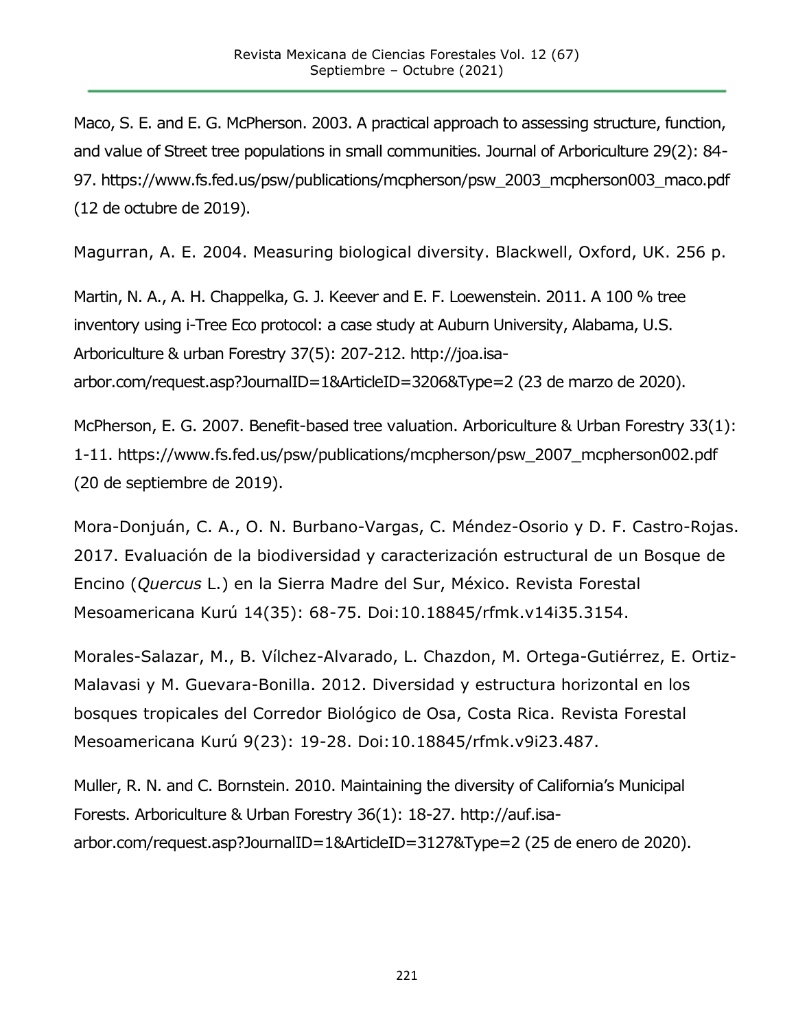Maco, S. E. and E. G. McPherson. 2003. A practical approach to assessing structure, function, and value of Street tree populations in small communities. Journal of Arboriculture 29(2): 84-97. https://www.fs.fed.us/psw/publications/mcpherson/psw_2003_mcpherson003_maco.pdf (12 de octubre de 2019).

Magurran, A. E. 2004. Measuring biological diversity. Blackwell, Oxford, UK. 256 p.

Martin, N. A., A. H. Chappelka, G. J. Keever and E. F. Loewenstein. 2011. A 100 % tree inventory using i-Tree Eco protocol: a case study at Auburn University, Alabama, U.S. Arboriculture & urban Forestry 37(5): 207-212. http://joa.isa-arbor.com/request.asp?JournalID=1&ArticleID=3206&Type=2 (23 de marzo de 2020).

McPherson, E. G. 2007. Benefit-based tree valuation. Arboriculture & Urban Forestry 33(1): 1-11. https://www.fs.fed.us/psw/publications/mcpherson/psw_2007_mcpherson002.pdf (20 de septiembre de 2019).

Mora-Donjuán, C. A., O. N. Burbano-Vargas, C. Méndez-Osorio y D. F. Castro-Rojas. 2017. Evaluación de la biodiversidad y caracterización estructural de un Bosque de Encino (*Quercus* L.) en la Sierra Madre del Sur, México. Revista Forestal Mesoamericana Kurú 14(35): 68-75. Doi:10.18845/rfmk.v14i35.3154.

Morales-Salazar, M., B. Vílchez-Alvarado, L. Chazdon, M. Ortega-Gutiérrez, E. Ortiz-Malavasi y M. Guevara-Bonilla. 2012. Diversidad y estructura horizontal en los bosques tropicales del Corredor Biológico de Osa, Costa Rica. Revista Forestal Mesoamericana Kurú 9(23): 19-28. Doi:10.18845/rfmk.v9i23.487.

Muller, R. N. and C. Bornstein. 2010. Maintaining the diversity of California's Municipal Forests. Arboriculture & Urban Forestry 36(1): 18-27. http://auf.isa-arbor.com/request.asp?JournalID=1&ArticleID=3127&Type=2 (25 de enero de 2020).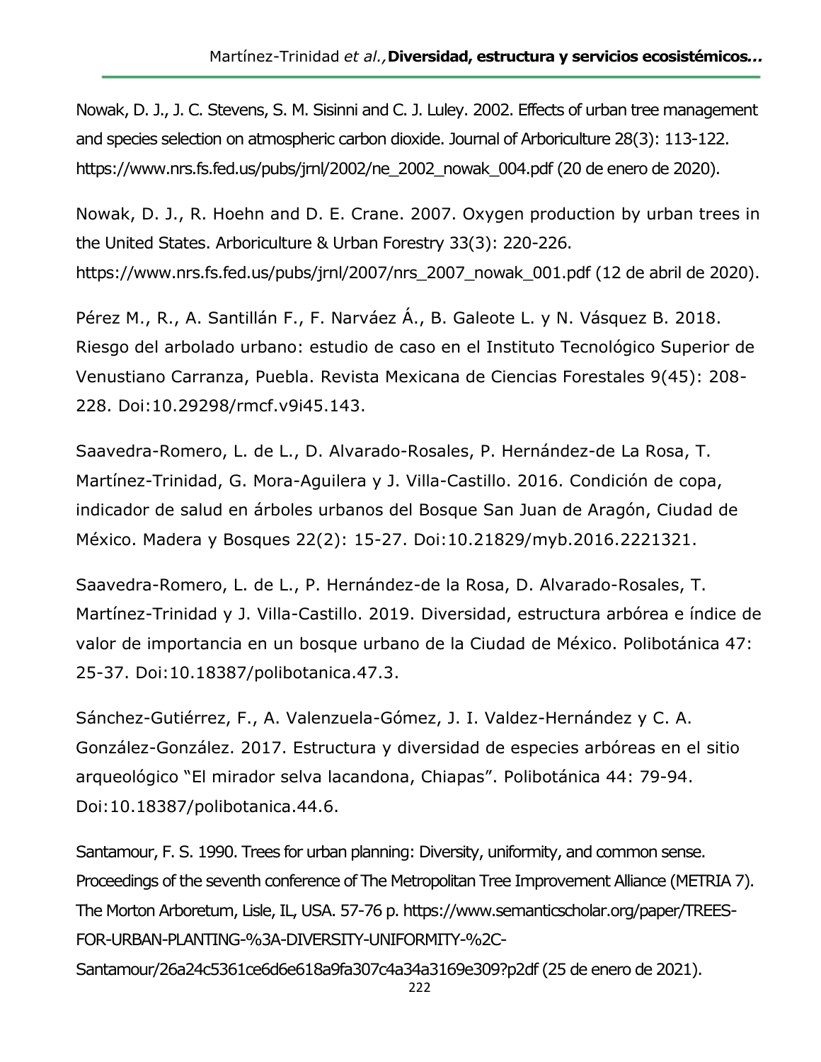Nowak, D. J., J. C. Stevens, S. M. Sisinni and C. J. Luley. 2002. Effects of urban tree management and species selection on atmospheric carbon dioxide. Journal of Arboriculture 28(3): 113-122. https://www.nrs.fs.fed.us/pubs/jrnl/2002/ne_2002_nowak_004.pdf (20 de enero de 2020).

Nowak, D. J., R. Hoehn and D. E. Crane. 2007. Oxygen production by urban trees in the United States. Arboriculture & Urban Forestry 33(3): 220-226. https://www.nrs.fs.fed.us/pubs/jrnl/2007/nrs_2007_nowak_001.pdf (12 de abril de 2020).

Pérez M., R., A. Santillán F., F. Narváez Á., B. Galeote L. y N. Vásquez B. 2018. Riesgo del arbolado urbano: estudio de caso en el Instituto Tecnológico Superior de Venustiano Carranza, Puebla. Revista Mexicana de Ciencias Forestales 9(45): 208-228. Doi:10.29298/rmcf.v9i45.143.

Saavedra-Romero, L. de L., D. Alvarado-Rosales, P. Hernández-de La Rosa, T. Martínez-Trinidad, G. Mora-Aguilera y J. Villa-Castillo. 2016. Condición de copa, indicador de salud en árboles urbanos del Bosque San Juan de Aragón, Ciudad de México. Madera y Bosques 22(2): 15-27. Doi:10.21829/myb.2016.2221321.

Saavedra-Romero, L. de L., P. Hernández-de la Rosa, D. Alvarado-Rosales, T. Martínez-Trinidad y J. Villa-Castillo. 2019. Diversidad, estructura arbórea e índice de valor de importancia en un bosque urbano de la Ciudad de México. Polibotánica 47: 25-37. Doi:10.18387/polibotanica.47.3.

Sánchez-Gutiérrez, F., A. Valenzuela-Gómez, J. I. Valdez-Hernández y C. A. González-González. 2017. Estructura y diversidad de especies arbóreas en el sitio arqueológico "El mirador selva lacandona, Chiapas". Polibotánica 44: 79-94. Doi:10.18387/polibotanica.44.6.

Santamour, F. S. 1990. Trees for urban planning: Diversity, uniformity, and common sense. Proceedings of the seventh conference of The Metropolitan Tree Improvement Alliance (METRIA 7). The Morton Arboretum, Lisle, IL, USA. 57-76 p. https://www.semanticscholar.org/paper/TREES-FOR-URBAN-PLANTING-%3A-DIVERSITY-UNIFORMITY-%2C-Santamour/26a24c5361ce6d6e618a9fa307c4a34a3169e309?p2df (25 de enero de 2021).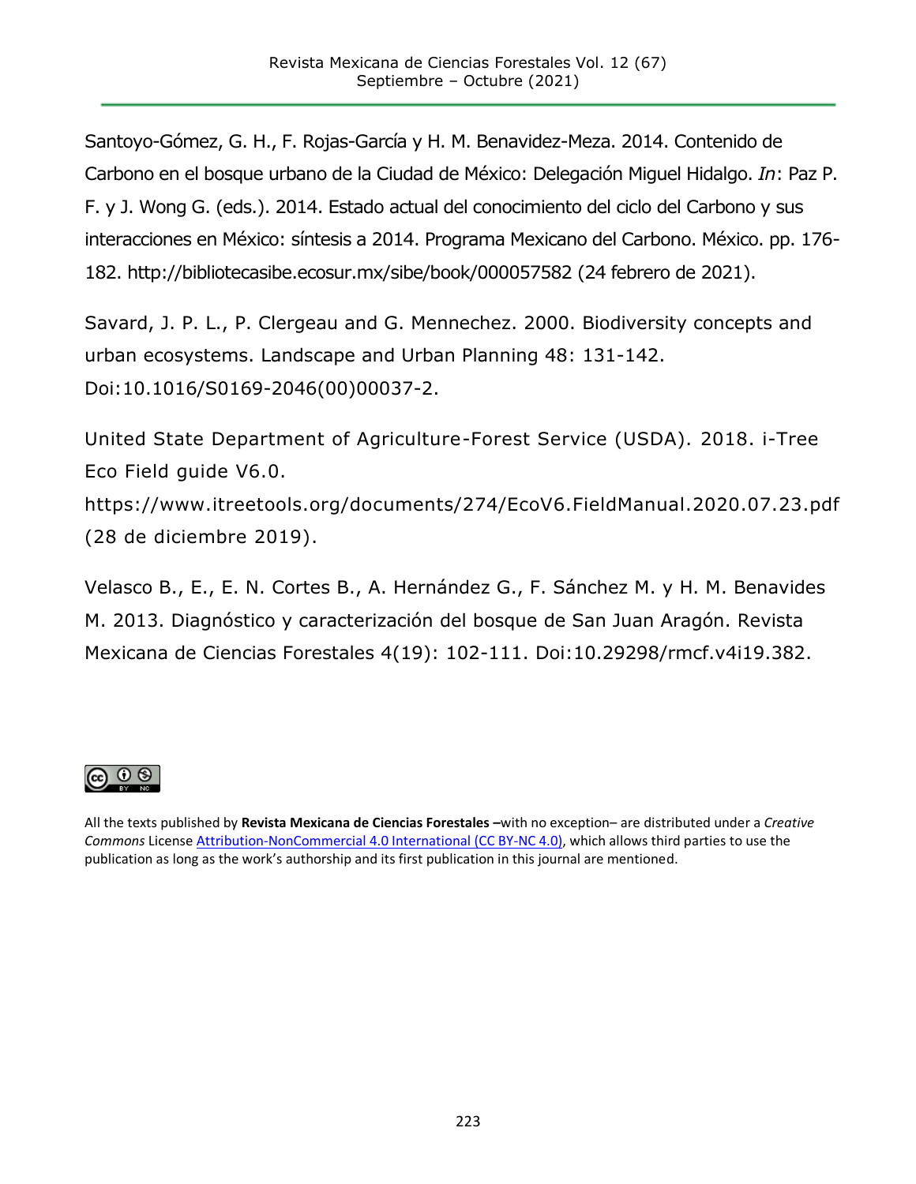Santoyo-Gómez, G. H., F. Rojas-García y H. M. Benavidez-Meza. 2014. Contenido de Carbono en el bosque urbano de la Ciudad de México: Delegación Miguel Hidalgo. *In*: Paz P. F. y J. Wong G. (eds.). 2014. Estado actual del conocimiento del ciclo del Carbono y sus interacciones en México: síntesis a 2014. Programa Mexicano del Carbono. México. pp. 176-182. http://bibliotecasibe.ecosur.mx/sibe/book/000057582 (24 febrero de 2021).

Savard, J. P. L., P. Clergeau and G. Mennechez. 2000. Biodiversity concepts and urban ecosystems. Landscape and Urban Planning 48: 131-142. Doi:10.1016/S0169-2046(00)00037-2.

United State Department of Agriculture-Forest Service (USDA). 2018. i-Tree Eco Field guide V6.0. https://www.itreetools.org/documents/274/EcoV6.FieldManual.2020.07.23.pdf (28 de diciembre 2019).

Velasco B., E., E. N. Cortes B., A. Hernández G., F. Sánchez M. y H. M. Benavides M. 2013. Diagnóstico y caracterización del bosque de San Juan Aragón. Revista Mexicana de Ciencias Forestales 4(19): 102-111. Doi:10.29298/rmcf.v4i19.382.

All the texts published by **Revista Mexicana de Ciencias Forestales –**with no exception– are distributed under a *Creative Commons* License Attribution-NonCommercial 4.0 International (CC BY-NC 4.0), which allows third parties to use the publication as long as the work's authorship and its first publication in this journal are mentioned.